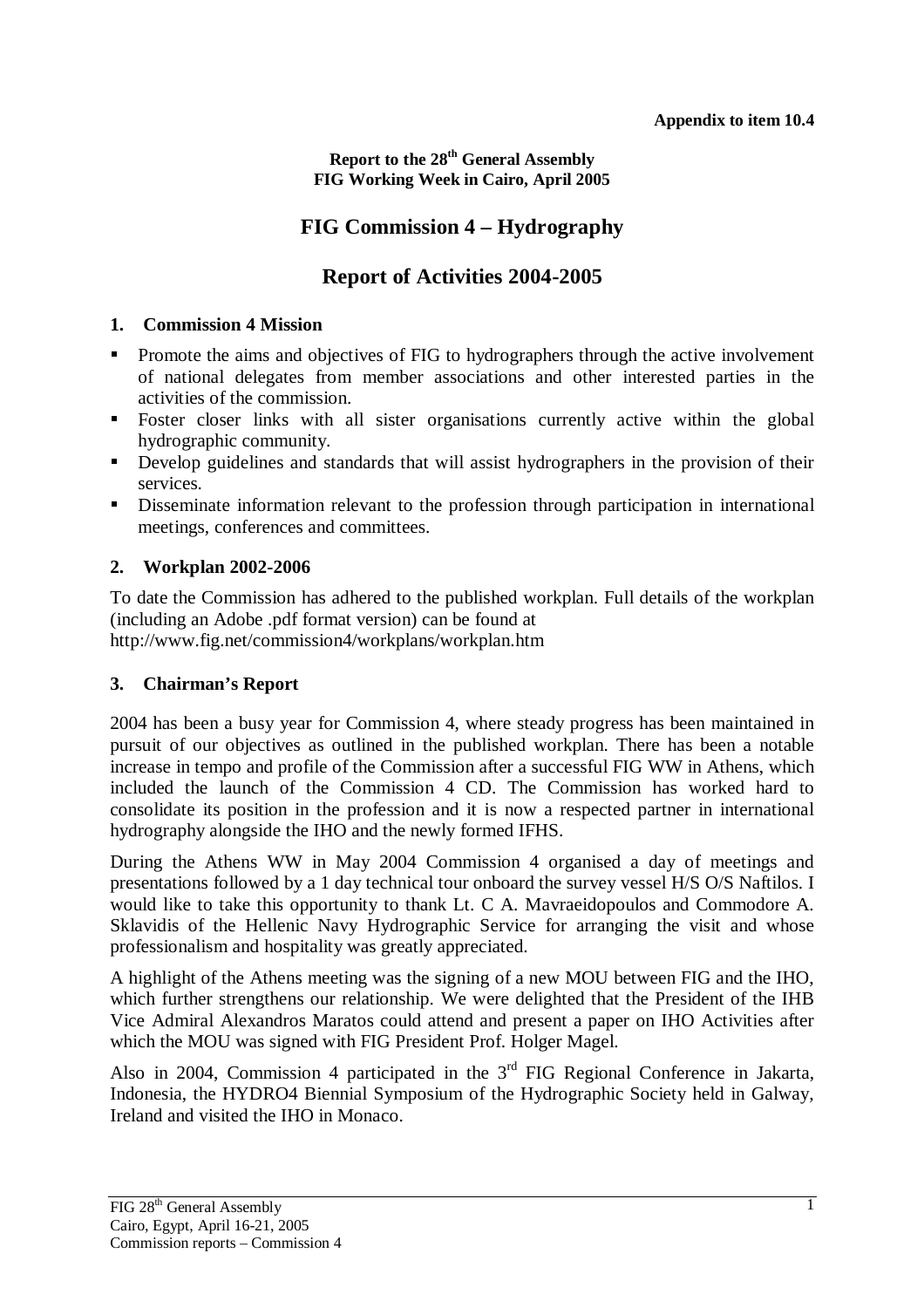**Appendix to item 10.4**

**Report to the 28th General Assembly**
**FIG Working Week in Cairo, April 2005**

# FIG Commission 4 – Hydrography

# Report of Activities 2004-2005

## 1. Commission 4 Mission

- Promote the aims and objectives of FIG to hydrographers through the active involvement of national delegates from member associations and other interested parties in the activities of the commission.
- Foster closer links with all sister organisations currently active within the global hydrographic community.
- Develop guidelines and standards that will assist hydrographers in the provision of their services.
- Disseminate information relevant to the profession through participation in international meetings, conferences and committees.

## 2. Workplan 2002-2006

To date the Commission has adhered to the published workplan. Full details of the workplan (including an Adobe .pdf format version) can be found at
http://www.fig.net/commission4/workplans/workplan.htm

## 3. Chairman's Report

2004 has been a busy year for Commission 4, where steady progress has been maintained in pursuit of our objectives as outlined in the published workplan. There has been a notable increase in tempo and profile of the Commission after a successful FIG WW in Athens, which included the launch of the Commission 4 CD. The Commission has worked hard to consolidate its position in the profession and it is now a respected partner in international hydrography alongside the IHO and the newly formed IFHS.

During the Athens WW in May 2004 Commission 4 organised a day of meetings and presentations followed by a 1 day technical tour onboard the survey vessel H/S O/S Naftilos. I would like to take this opportunity to thank Lt. C A. Mavraeidopoulos and Commodore A. Sklavidis of the Hellenic Navy Hydrographic Service for arranging the visit and whose professionalism and hospitality was greatly appreciated.

A highlight of the Athens meeting was the signing of a new MOU between FIG and the IHO, which further strengthens our relationship. We were delighted that the President of the IHB Vice Admiral Alexandros Maratos could attend and present a paper on IHO Activities after which the MOU was signed with FIG President Prof. Holger Magel.

Also in 2004, Commission 4 participated in the 3rd FIG Regional Conference in Jakarta, Indonesia, the HYDRO4 Biennial Symposium of the Hydrographic Society held in Galway, Ireland and visited the IHO in Monaco.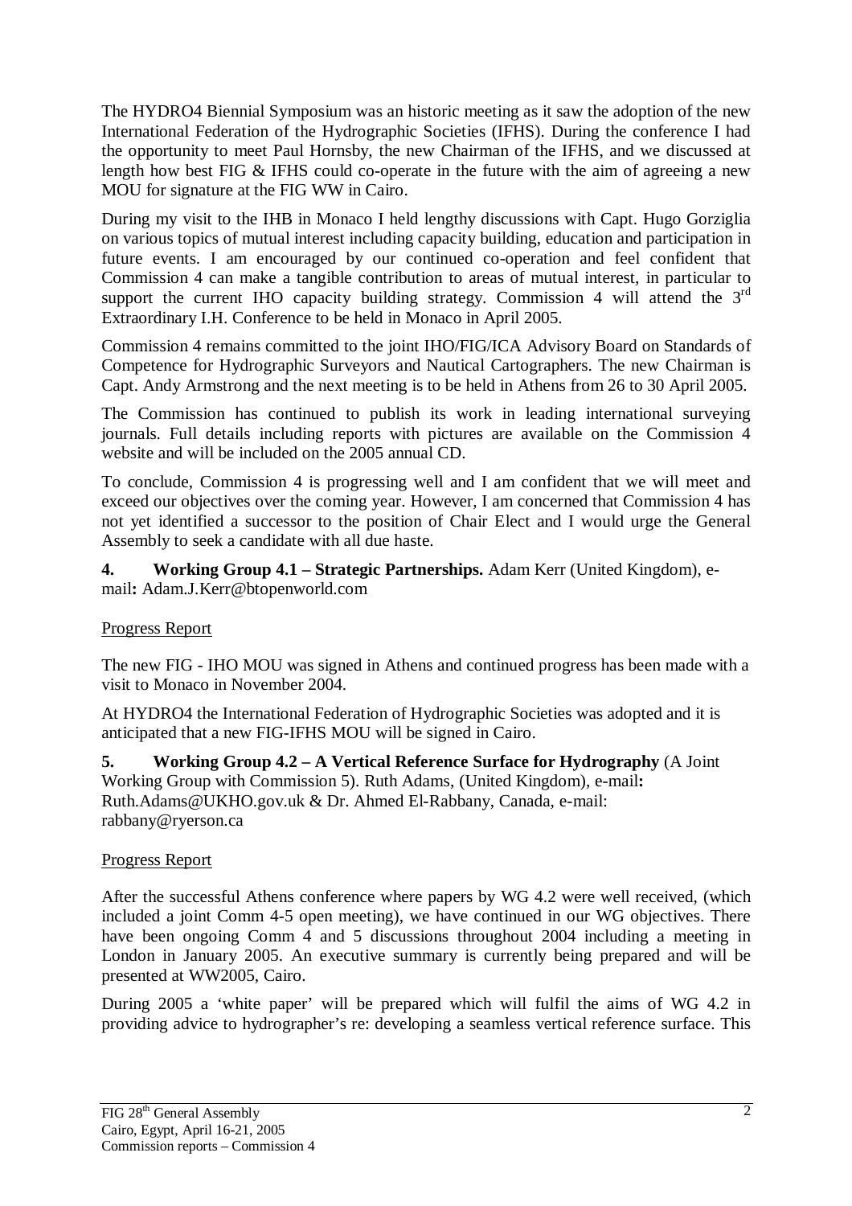The HYDRO4 Biennial Symposium was an historic meeting as it saw the adoption of the new International Federation of the Hydrographic Societies (IFHS). During the conference I had the opportunity to meet Paul Hornsby, the new Chairman of the IFHS, and we discussed at length how best FIG & IFHS could co-operate in the future with the aim of agreeing a new MOU for signature at the FIG WW in Cairo.

During my visit to the IHB in Monaco I held lengthy discussions with Capt. Hugo Gorziglia on various topics of mutual interest including capacity building, education and participation in future events. I am encouraged by our continued co-operation and feel confident that Commission 4 can make a tangible contribution to areas of mutual interest, in particular to support the current IHO capacity building strategy. Commission 4 will attend the 3rd Extraordinary I.H. Conference to be held in Monaco in April 2005.

Commission 4 remains committed to the joint IHO/FIG/ICA Advisory Board on Standards of Competence for Hydrographic Surveyors and Nautical Cartographers. The new Chairman is Capt. Andy Armstrong and the next meeting is to be held in Athens from 26 to 30 April 2005.

The Commission has continued to publish its work in leading international surveying journals. Full details including reports with pictures are available on the Commission 4 website and will be included on the 2005 annual CD.

To conclude, Commission 4 is progressing well and I am confident that we will meet and exceed our objectives over the coming year. However, I am concerned that Commission 4 has not yet identified a successor to the position of Chair Elect and I would urge the General Assembly to seek a candidate with all due haste.

**4. Working Group 4.1 – Strategic Partnerships.** Adam Kerr (United Kingdom), e-mail**:** Adam.J.Kerr@btopenworld.com

Progress Report

The new FIG - IHO MOU was signed in Athens and continued progress has been made with a visit to Monaco in November 2004.

At HYDRO4 the International Federation of Hydrographic Societies was adopted and it is anticipated that a new FIG-IFHS MOU will be signed in Cairo.

**5. Working Group 4.2 – A Vertical Reference Surface for Hydrography** (A Joint Working Group with Commission 5). Ruth Adams, (United Kingdom), e-mail**:** Ruth.Adams@UKHO.gov.uk & Dr. Ahmed El-Rabbany, Canada, e-mail: rabbany@ryerson.ca

Progress Report

After the successful Athens conference where papers by WG 4.2 were well received, (which included a joint Comm 4-5 open meeting), we have continued in our WG objectives. There have been ongoing Comm 4 and 5 discussions throughout 2004 including a meeting in London in January 2005. An executive summary is currently being prepared and will be presented at WW2005, Cairo.

During 2005 a 'white paper' will be prepared which will fulfil the aims of WG 4.2 in providing advice to hydrographer's re: developing a seamless vertical reference surface. This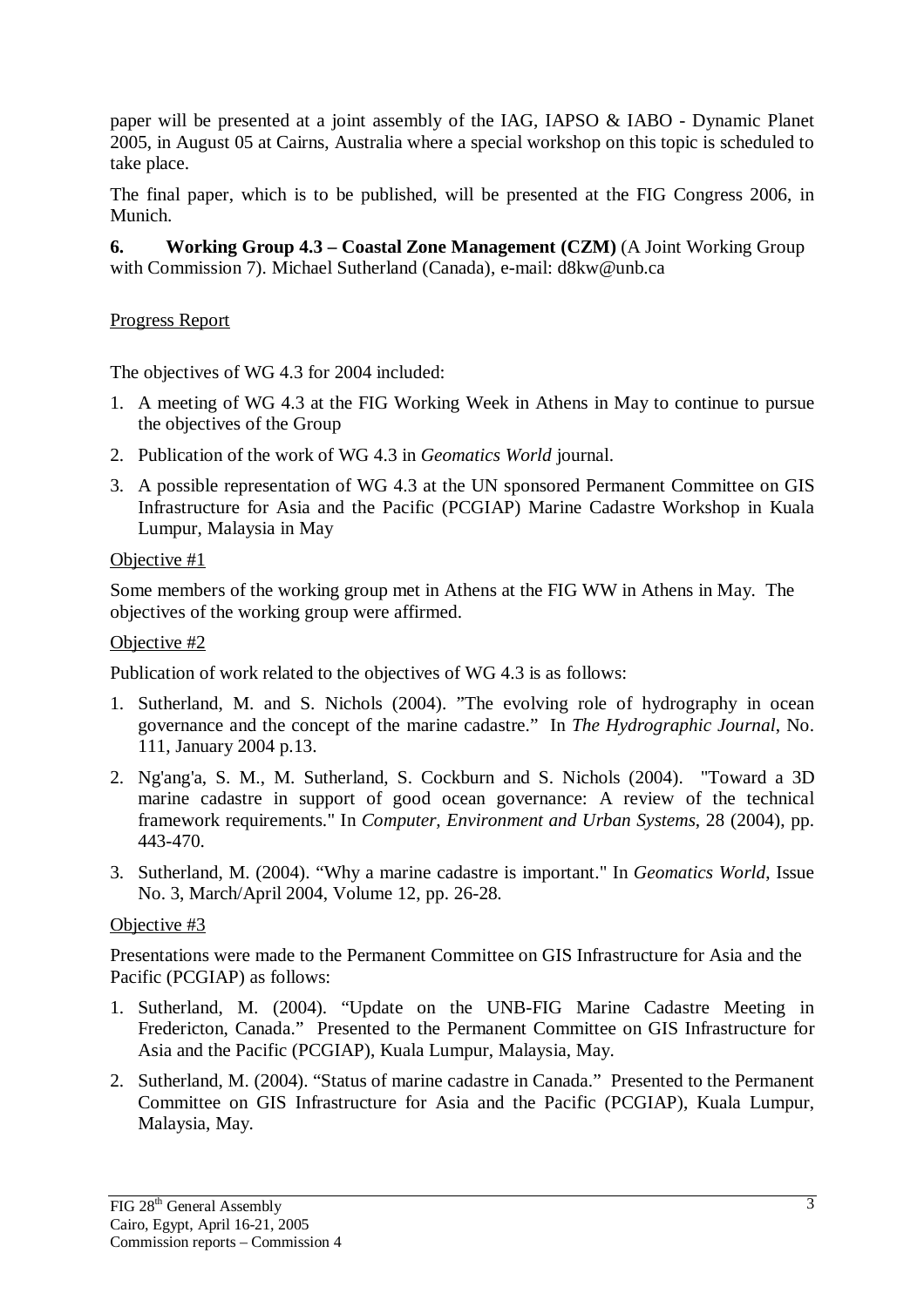paper will be presented at a joint assembly of the IAG, IAPSO & IABO - Dynamic Planet 2005, in August 05 at Cairns, Australia where a special workshop on this topic is scheduled to take place.

The final paper, which is to be published, will be presented at the FIG Congress 2006, in Munich.

**6. Working Group 4.3 – Coastal Zone Management (CZM)** (A Joint Working Group with Commission 7). Michael Sutherland (Canada), e-mail: d8kw@unb.ca

Progress Report

The objectives of WG 4.3 for 2004 included:

1. A meeting of WG 4.3 at the FIG Working Week in Athens in May to continue to pursue the objectives of the Group
2. Publication of the work of WG 4.3 in *Geomatics World* journal.
3. A possible representation of WG 4.3 at the UN sponsored Permanent Committee on GIS Infrastructure for Asia and the Pacific (PCGIAP) Marine Cadastre Workshop in Kuala Lumpur, Malaysia in May

Objective #1

Some members of the working group met in Athens at the FIG WW in Athens in May. The objectives of the working group were affirmed.

Objective #2

Publication of work related to the objectives of WG 4.3 is as follows:

1. Sutherland, M. and S. Nichols (2004). "The evolving role of hydrography in ocean governance and the concept of the marine cadastre." In *The Hydrographic Journal*, No. 111, January 2004 p.13.
2. Ng'ang'a, S. M., M. Sutherland, S. Cockburn and S. Nichols (2004). "Toward a 3D marine cadastre in support of good ocean governance: A review of the technical framework requirements." In *Computer, Environment and Urban Systems*, 28 (2004), pp. 443-470.
3. Sutherland, M. (2004). "Why a marine cadastre is important." In *Geomatics World*, Issue No. 3, March/April 2004, Volume 12, pp. 26-28.

Objective #3

Presentations were made to the Permanent Committee on GIS Infrastructure for Asia and the Pacific (PCGIAP) as follows:

1. Sutherland, M. (2004). "Update on the UNB-FIG Marine Cadastre Meeting in Fredericton, Canada." Presented to the Permanent Committee on GIS Infrastructure for Asia and the Pacific (PCGIAP), Kuala Lumpur, Malaysia, May.
2. Sutherland, M. (2004). "Status of marine cadastre in Canada." Presented to the Permanent Committee on GIS Infrastructure for Asia and the Pacific (PCGIAP), Kuala Lumpur, Malaysia, May.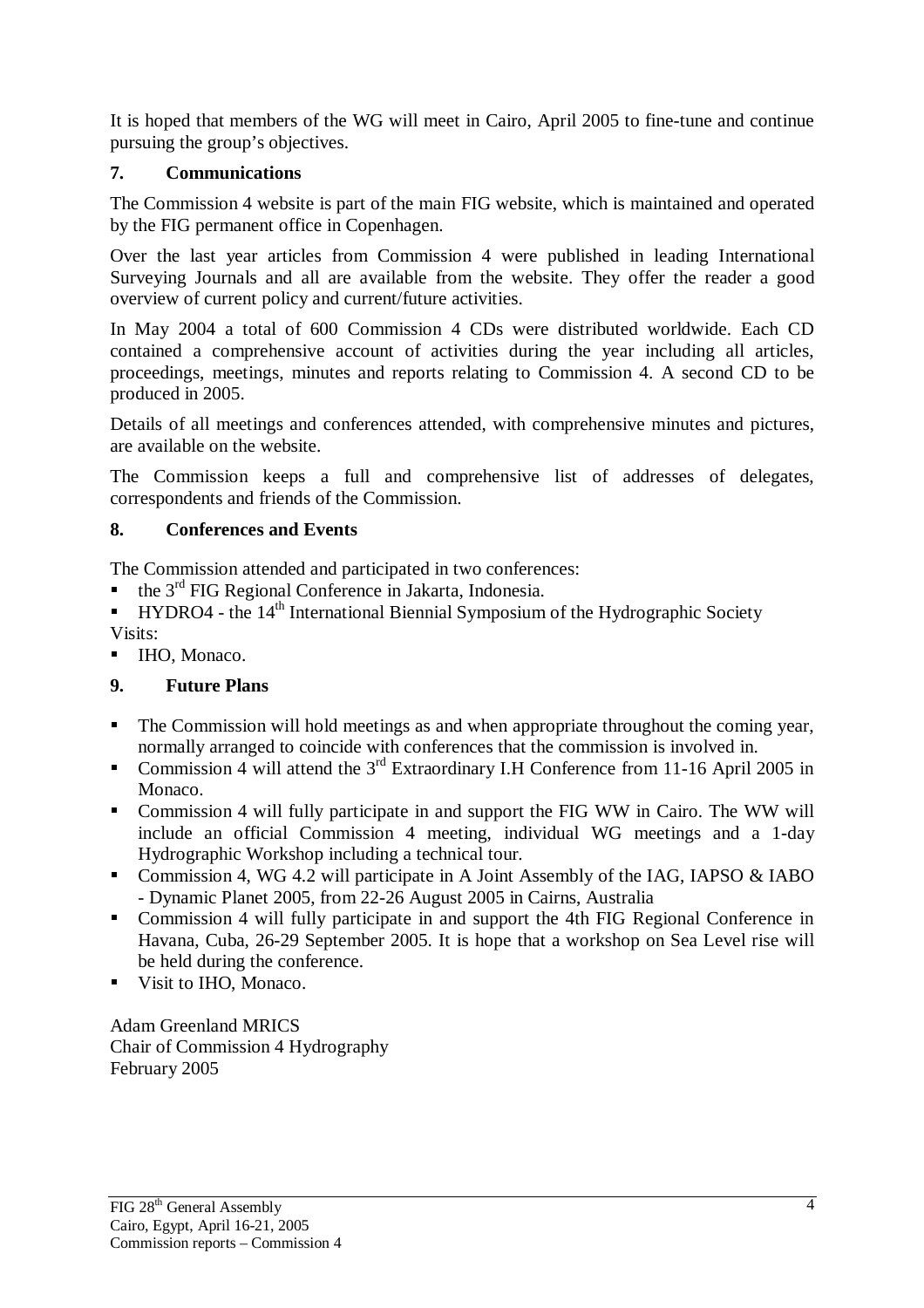It is hoped that members of the WG will meet in Cairo, April 2005 to fine-tune and continue pursuing the group's objectives.

## 7. Communications

The Commission 4 website is part of the main FIG website, which is maintained and operated by the FIG permanent office in Copenhagen.

Over the last year articles from Commission 4 were published in leading International Surveying Journals and all are available from the website. They offer the reader a good overview of current policy and current/future activities.

In May 2004 a total of 600 Commission 4 CDs were distributed worldwide. Each CD contained a comprehensive account of activities during the year including all articles, proceedings, meetings, minutes and reports relating to Commission 4. A second CD to be produced in 2005.

Details of all meetings and conferences attended, with comprehensive minutes and pictures, are available on the website.

The Commission keeps a full and comprehensive list of addresses of delegates, correspondents and friends of the Commission.

## 8. Conferences and Events

The Commission attended and participated in two conferences:

- the 3rd FIG Regional Conference in Jakarta, Indonesia.
- HYDRO4 - the 14th International Biennial Symposium of the Hydrographic Society

Visits:

- IHO, Monaco.

## 9. Future Plans

- The Commission will hold meetings as and when appropriate throughout the coming year, normally arranged to coincide with conferences that the commission is involved in.
- Commission 4 will attend the 3rd Extraordinary I.H Conference from 11-16 April 2005 in Monaco.
- Commission 4 will fully participate in and support the FIG WW in Cairo. The WW will include an official Commission 4 meeting, individual WG meetings and a 1-day Hydrographic Workshop including a technical tour.
- Commission 4, WG 4.2 will participate in A Joint Assembly of the IAG, IAPSO & IABO - Dynamic Planet 2005, from 22-26 August 2005 in Cairns, Australia
- Commission 4 will fully participate in and support the 4th FIG Regional Conference in Havana, Cuba, 26-29 September 2005. It is hope that a workshop on Sea Level rise will be held during the conference.
- Visit to IHO, Monaco.

Adam Greenland MRICS
Chair of Commission 4 Hydrography
February 2005